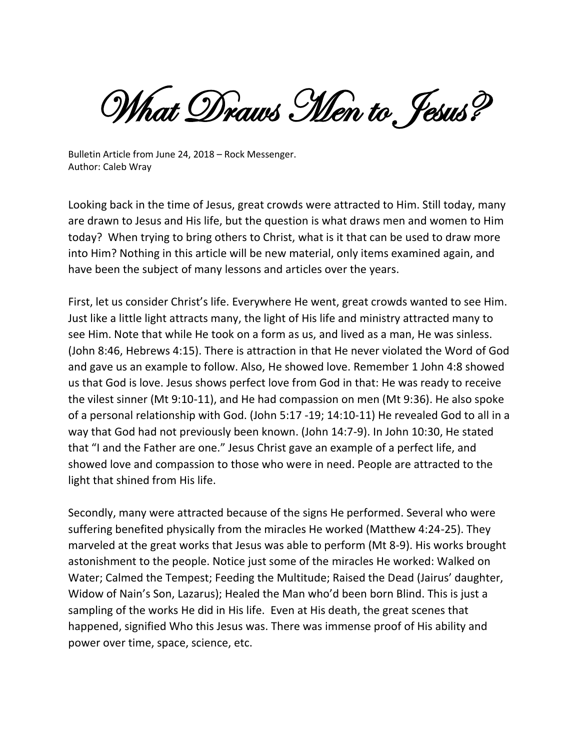# What Draws Men to Jesus?

Bulletin Article from June 24, 2018 – Rock Messenger.
Author: Caleb Wray

Looking back in the time of Jesus, great crowds were attracted to Him. Still today, many are drawn to Jesus and His life, but the question is what draws men and women to Him today? When trying to bring others to Christ, what is it that can be used to draw more into Him? Nothing in this article will be new material, only items examined again, and have been the subject of many lessons and articles over the years.

First, let us consider Christ's life. Everywhere He went, great crowds wanted to see Him. Just like a little light attracts many, the light of His life and ministry attracted many to see Him. Note that while He took on a form as us, and lived as a man, He was sinless. (John 8:46, Hebrews 4:15). There is attraction in that He never violated the Word of God and gave us an example to follow. Also, He showed love. Remember 1 John 4:8 showed us that God is love. Jesus shows perfect love from God in that: He was ready to receive the vilest sinner (Mt 9:10-11), and He had compassion on men (Mt 9:36). He also spoke of a personal relationship with God. (John 5:17 -19; 14:10-11) He revealed God to all in a way that God had not previously been known. (John 14:7-9). In John 10:30, He stated that "I and the Father are one." Jesus Christ gave an example of a perfect life, and showed love and compassion to those who were in need. People are attracted to the light that shined from His life.

Secondly, many were attracted because of the signs He performed. Several who were suffering benefited physically from the miracles He worked (Matthew 4:24-25). They marveled at the great works that Jesus was able to perform (Mt 8-9). His works brought astonishment to the people. Notice just some of the miracles He worked: Walked on Water; Calmed the Tempest; Feeding the Multitude; Raised the Dead (Jairus' daughter, Widow of Nain's Son, Lazarus); Healed the Man who'd been born Blind. This is just a sampling of the works He did in His life. Even at His death, the great scenes that happened, signified Who this Jesus was. There was immense proof of His ability and power over time, space, science, etc.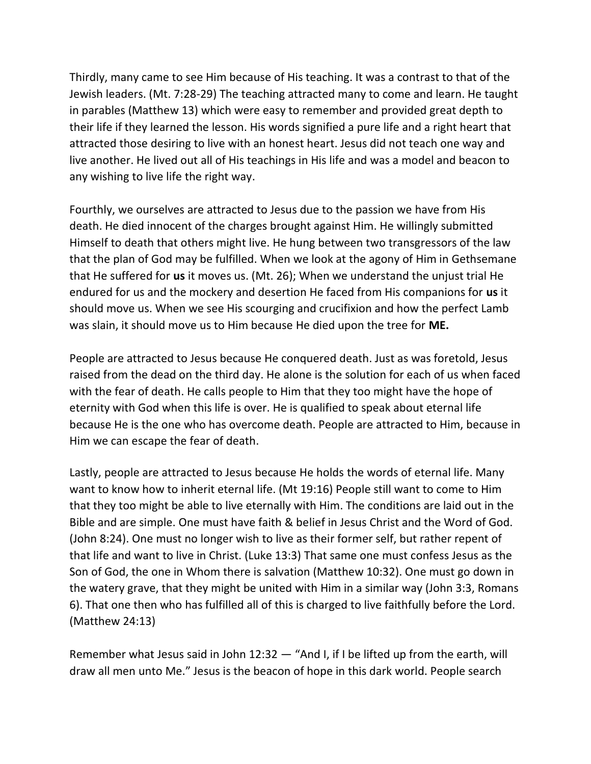Thirdly, many came to see Him because of His teaching. It was a contrast to that of the Jewish leaders. (Mt. 7:28-29) The teaching attracted many to come and learn. He taught in parables (Matthew 13) which were easy to remember and provided great depth to their life if they learned the lesson. His words signified a pure life and a right heart that attracted those desiring to live with an honest heart. Jesus did not teach one way and live another. He lived out all of His teachings in His life and was a model and beacon to any wishing to live life the right way.

Fourthly, we ourselves are attracted to Jesus due to the passion we have from His death. He died innocent of the charges brought against Him. He willingly submitted Himself to death that others might live. He hung between two transgressors of the law that the plan of God may be fulfilled. When we look at the agony of Him in Gethsemane that He suffered for **us** it moves us. (Mt. 26); When we understand the unjust trial He endured for us and the mockery and desertion He faced from His companions for **us** it should move us. When we see His scourging and crucifixion and how the perfect Lamb was slain, it should move us to Him because He died upon the tree for **ME.**

People are attracted to Jesus because He conquered death. Just as was foretold, Jesus raised from the dead on the third day. He alone is the solution for each of us when faced with the fear of death. He calls people to Him that they too might have the hope of eternity with God when this life is over. He is qualified to speak about eternal life because He is the one who has overcome death. People are attracted to Him, because in Him we can escape the fear of death.

Lastly, people are attracted to Jesus because He holds the words of eternal life. Many want to know how to inherit eternal life. (Mt 19:16) People still want to come to Him that they too might be able to live eternally with Him. The conditions are laid out in the Bible and are simple. One must have faith & belief in Jesus Christ and the Word of God. (John 8:24). One must no longer wish to live as their former self, but rather repent of that life and want to live in Christ. (Luke 13:3) That same one must confess Jesus as the Son of God, the one in Whom there is salvation (Matthew 10:32). One must go down in the watery grave, that they might be united with Him in a similar way (John 3:3, Romans 6). That one then who has fulfilled all of this is charged to live faithfully before the Lord. (Matthew 24:13)

Remember what Jesus said in John 12:32 — "And I, if I be lifted up from the earth, will draw all men unto Me." Jesus is the beacon of hope in this dark world. People search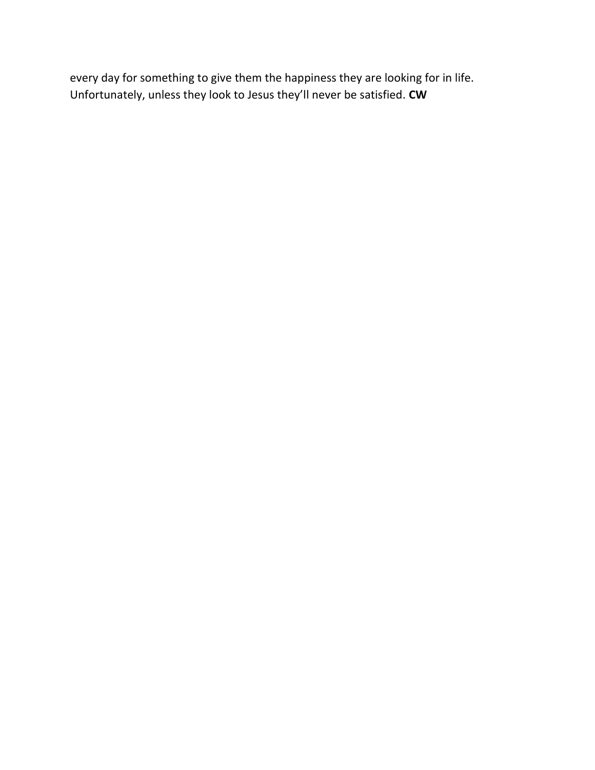every day for something to give them the happiness they are looking for in life. Unfortunately, unless they look to Jesus they'll never be satisfied. **CW**